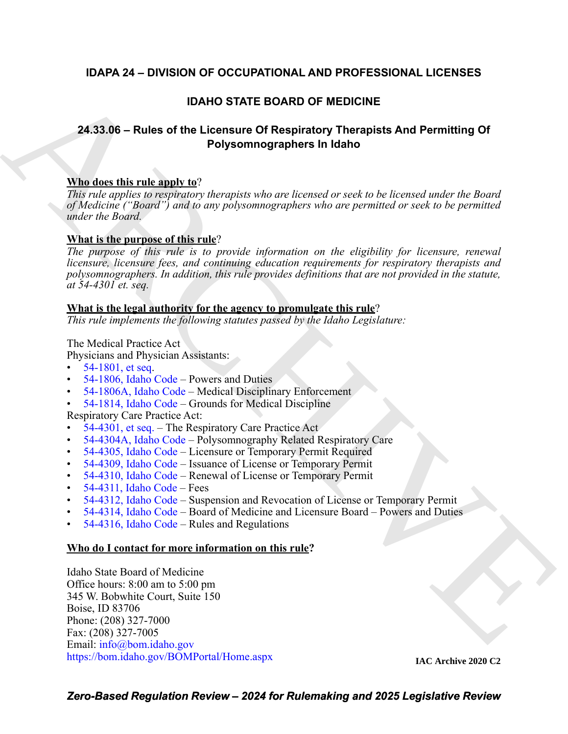# IDAPA 24 – DIVISION OF OCCUPATIONAL AND PROFESSIONAL LICENSES

## IDAHO STATE BOARD OF MEDICINE

## 24.33.06 – Rules of the Licensure Of Respiratory Therapists And Permitting Of Polysomnographers In Idaho

**Who does this rule apply to?**

*This rule applies to respiratory therapists who are licensed or seek to be licensed under the Board of Medicine ("Board") and to any polysomnographers who are permitted or seek to be permitted under the Board.*

**What is the purpose of this rule?**

*The purpose of this rule is to provide information on the eligibility for licensure, renewal licensure, licensure fees, and continuing education requirements for respiratory therapists and polysomnographers. In addition, this rule provides definitions that are not provided in the statute, at 54-4301 et. seq.*

**What is the legal authority for the agency to promulgate this rule?**

*This rule implements the following statutes passed by the Idaho Legislature:*

The Medical Practice Act

Physicians and Physician Assistants:
- 54-1801, et seq.
- 54-1806, Idaho Code – Powers and Duties
- 54-1806A, Idaho Code – Medical Disciplinary Enforcement
- 54-1814, Idaho Code – Grounds for Medical Discipline

Respiratory Care Practice Act:
- 54-4301, et seq. – The Respiratory Care Practice Act
- 54-4304A, Idaho Code – Polysomnography Related Respiratory Care
- 54-4305, Idaho Code – Licensure or Temporary Permit Required
- 54-4309, Idaho Code – Issuance of License or Temporary Permit
- 54-4310, Idaho Code – Renewal of License or Temporary Permit
- 54-4311, Idaho Code – Fees
- 54-4312, Idaho Code – Suspension and Revocation of License or Temporary Permit
- 54-4314, Idaho Code – Board of Medicine and Licensure Board – Powers and Duties
- 54-4316, Idaho Code – Rules and Regulations

**Who do I contact for more information on this rule?**

Idaho State Board of Medicine
Office hours: 8:00 am to 5:00 pm
345 W. Bobwhite Court, Suite 150
Boise, ID 83706
Phone: (208) 327-7000
Fax: (208) 327-7005
Email: info@bom.idaho.gov
https://bom.idaho.gov/BOMPortal/Home.aspx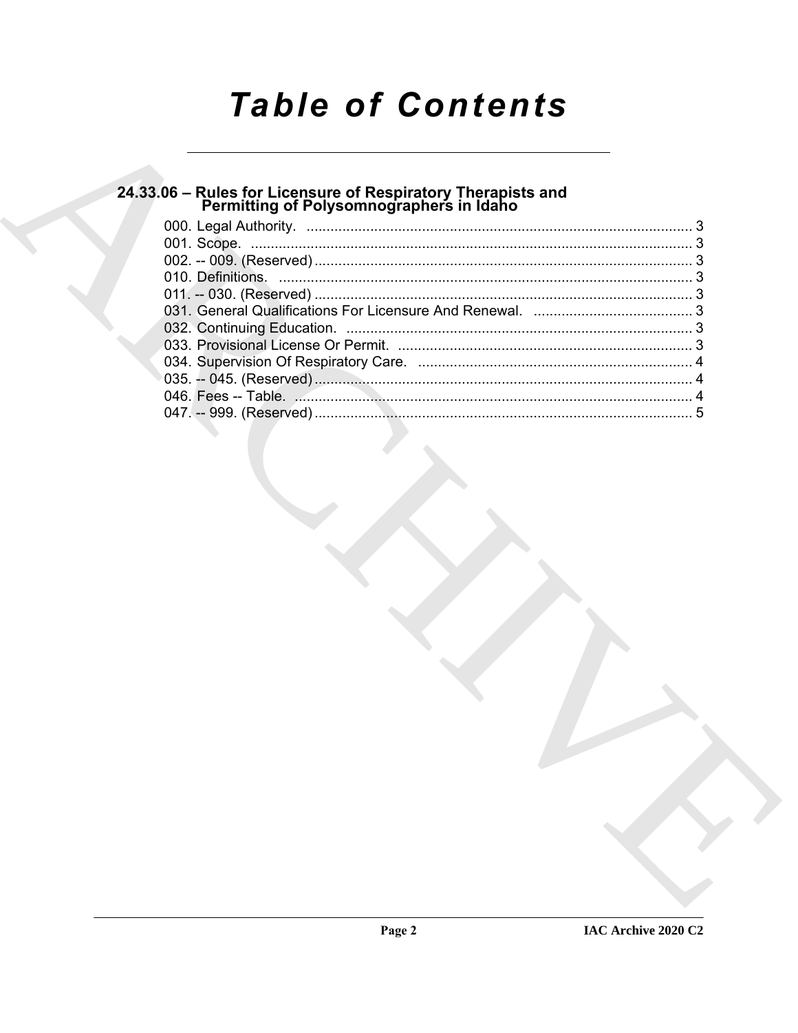# Table of Contents

## 24.33.06 – Rules for Licensure of Respiratory Therapists and Permitting of Polysomnographers in Idaho

000. Legal Authority. ..... 3
001. Scope. ..... 3
002. -- 009. (Reserved) ..... 3
010. Definitions. ..... 3
011. -- 030. (Reserved) ..... 3
031. General Qualifications For Licensure And Renewal. ..... 3
032. Continuing Education. ..... 3
033. Provisional License Or Permit. ..... 3
034. Supervision Of Respiratory Care. ..... 4
035. -- 045. (Reserved) ..... 4
046. Fees -- Table. ..... 4
047. -- 999. (Reserved) ..... 5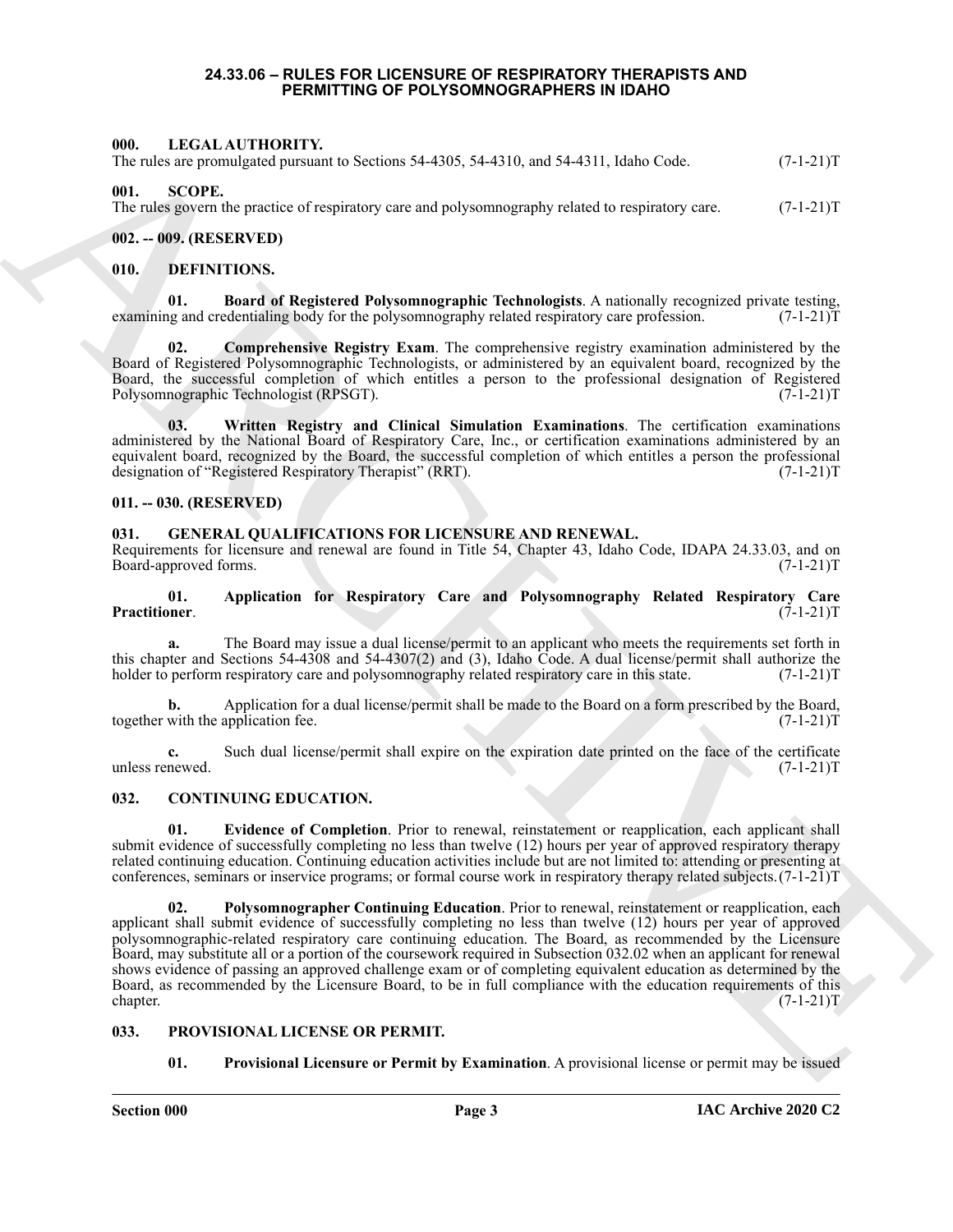# 24.33.06 – RULES FOR LICENSURE OF RESPIRATORY THERAPISTS AND PERMITTING OF POLYSOMNOGRAPHERS IN IDAHO

## 000. LEGAL AUTHORITY.

The rules are promulgated pursuant to Sections 54-4305, 54-4310, and 54-4311, Idaho Code. (7-1-21)T

## 001. SCOPE.

The rules govern the practice of respiratory care and polysomnography related to respiratory care. (7-1-21)T

## 002. -- 009. (RESERVED)

## 010. DEFINITIONS.

**01. Board of Registered Polysomnographic Technologists**. A nationally recognized private testing, examining and credentialing body for the polysomnography related respiratory care profession. (7-1-21)T

**02. Comprehensive Registry Exam**. The comprehensive registry examination administered by the Board of Registered Polysomnographic Technologists, or administered by an equivalent board, recognized by the Board, the successful completion of which entitles a person to the professional designation of Registered Polysomnographic Technologist (RPSGT). (7-1-21)T

**03. Written Registry and Clinical Simulation Examinations**. The certification examinations administered by the National Board of Respiratory Care, Inc., or certification examinations administered by an equivalent board, recognized by the Board, the successful completion of which entitles a person the professional designation of "Registered Respiratory Therapist" (RRT). (7-1-21)T

## 011. -- 030. (RESERVED)

## 031. GENERAL QUALIFICATIONS FOR LICENSURE AND RENEWAL.

Requirements for licensure and renewal are found in Title 54, Chapter 43, Idaho Code, IDAPA 24.33.03, and on Board-approved forms. (7-1-21)T

**01. Application for Respiratory Care and Polysomnography Related Respiratory Care Practitioner**. (7-1-21)T

**a.** The Board may issue a dual license/permit to an applicant who meets the requirements set forth in this chapter and Sections 54-4308 and 54-4307(2) and (3), Idaho Code. A dual license/permit shall authorize the holder to perform respiratory care and polysomnography related respiratory care in this state. (7-1-21)T

**b.** Application for a dual license/permit shall be made to the Board on a form prescribed by the Board, together with the application fee. (7-1-21)T

**c.** Such dual license/permit shall expire on the expiration date printed on the face of the certificate unless renewed. (7-1-21)T

## 032. CONTINUING EDUCATION.

**01. Evidence of Completion**. Prior to renewal, reinstatement or reapplication, each applicant shall submit evidence of successfully completing no less than twelve (12) hours per year of approved respiratory therapy related continuing education. Continuing education activities include but are not limited to: attending or presenting at conferences, seminars or inservice programs; or formal course work in respiratory therapy related subjects. (7-1-21)T

**02. Polysomnographer Continuing Education**. Prior to renewal, reinstatement or reapplication, each applicant shall submit evidence of successfully completing no less than twelve (12) hours per year of approved polysomnographic-related respiratory care continuing education. The Board, as recommended by the Licensure Board, may substitute all or a portion of the coursework required in Subsection 032.02 when an applicant for renewal shows evidence of passing an approved challenge exam or of completing equivalent education as determined by the Board, as recommended by the Licensure Board, to be in full compliance with the education requirements of this chapter. (7-1-21)T

## 033. PROVISIONAL LICENSE OR PERMIT.

**01. Provisional Licensure or Permit by Examination**. A provisional license or permit may be issued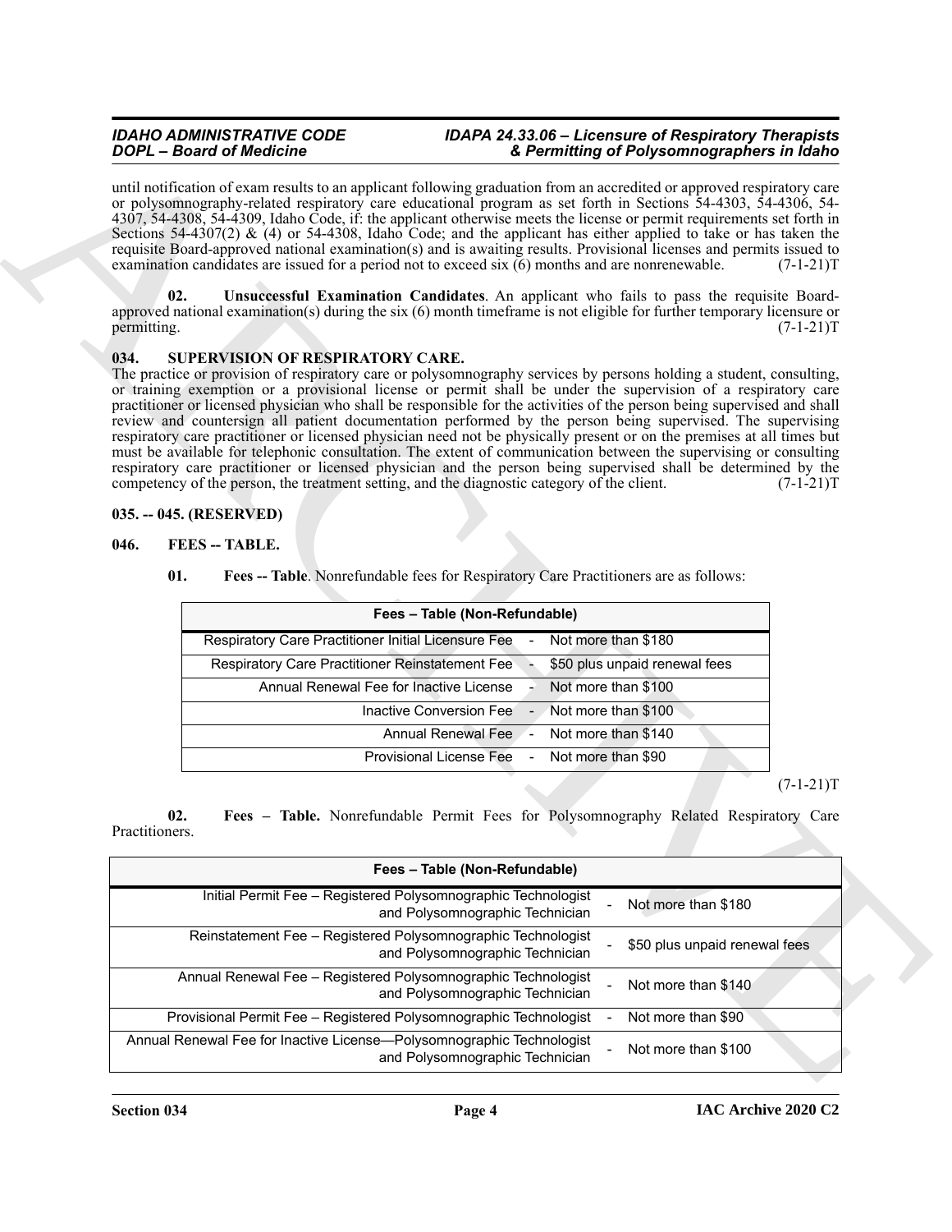until notification of exam results to an applicant following graduation from an accredited or approved respiratory care or polysomnography-related respiratory care educational program as set forth in Sections 54-4303, 54-4306, 54-4307, 54-4308, 54-4309, Idaho Code, if: the applicant otherwise meets the license or permit requirements set forth in Sections 54-4307(2) & (4) or 54-4308, Idaho Code; and the applicant has either applied to take or has taken the requisite Board-approved national examination(s) and is awaiting results. Provisional licenses and permits issued to examination candidates are issued for a period not to exceed six (6) months and are nonrenewable. (7-1-21)T

**02. Unsuccessful Examination Candidates**. An applicant who fails to pass the requisite Board-approved national examination(s) during the six (6) month timeframe is not eligible for further temporary licensure or permitting. (7-1-21)T

### 034. SUPERVISION OF RESPIRATORY CARE.

The practice or provision of respiratory care or polysomnography services by persons holding a student, consulting, or training exemption or a provisional license or permit shall be under the supervision of a respiratory care practitioner or licensed physician who shall be responsible for the activities of the person being supervised and shall review and countersign all patient documentation performed by the person being supervised. The supervising respiratory care practitioner or licensed physician need not be physically present or on the premises at all times but must be available for telephonic consultation. The extent of communication between the supervising or consulting respiratory care practitioner or licensed physician and the person being supervised shall be determined by the competency of the person, the treatment setting, and the diagnostic category of the client. (7-1-21)T

### 035. -- 045. (RESERVED)

### 046. FEES -- TABLE.

**01. Fees -- Table**. Nonrefundable fees for Respiratory Care Practitioners are as follows:

| Fees – Table (Non-Refundable) | | |
|---|---|---|
| Respiratory Care Practitioner Initial Licensure Fee | - | Not more than $180 |
| Respiratory Care Practitioner Reinstatement Fee | - | $50 plus unpaid renewal fees |
| Annual Renewal Fee for Inactive License | - | Not more than $100 |
| Inactive Conversion Fee | - | Not more than $100 |
| Annual Renewal Fee | - | Not more than $140 |
| Provisional License Fee | - | Not more than $90 |

(7-1-21)T

**02. Fees – Table.** Nonrefundable Permit Fees for Polysomnography Related Respiratory Care Practitioners.

| Fees – Table (Non-Refundable) | | |
|---|---|---|
| Initial Permit Fee – Registered Polysomnographic Technologist and Polysomnographic Technician | - | Not more than $180 |
| Reinstatement Fee – Registered Polysomnographic Technologist and Polysomnographic Technician | - | $50 plus unpaid renewal fees |
| Annual Renewal Fee – Registered Polysomnographic Technologist and Polysomnographic Technician | - | Not more than $140 |
| Provisional Permit Fee – Registered Polysomnographic Technologist | - | Not more than $90 |
| Annual Renewal Fee for Inactive License—Polysomnographic Technologist and Polysomnographic Technician | - | Not more than $100 |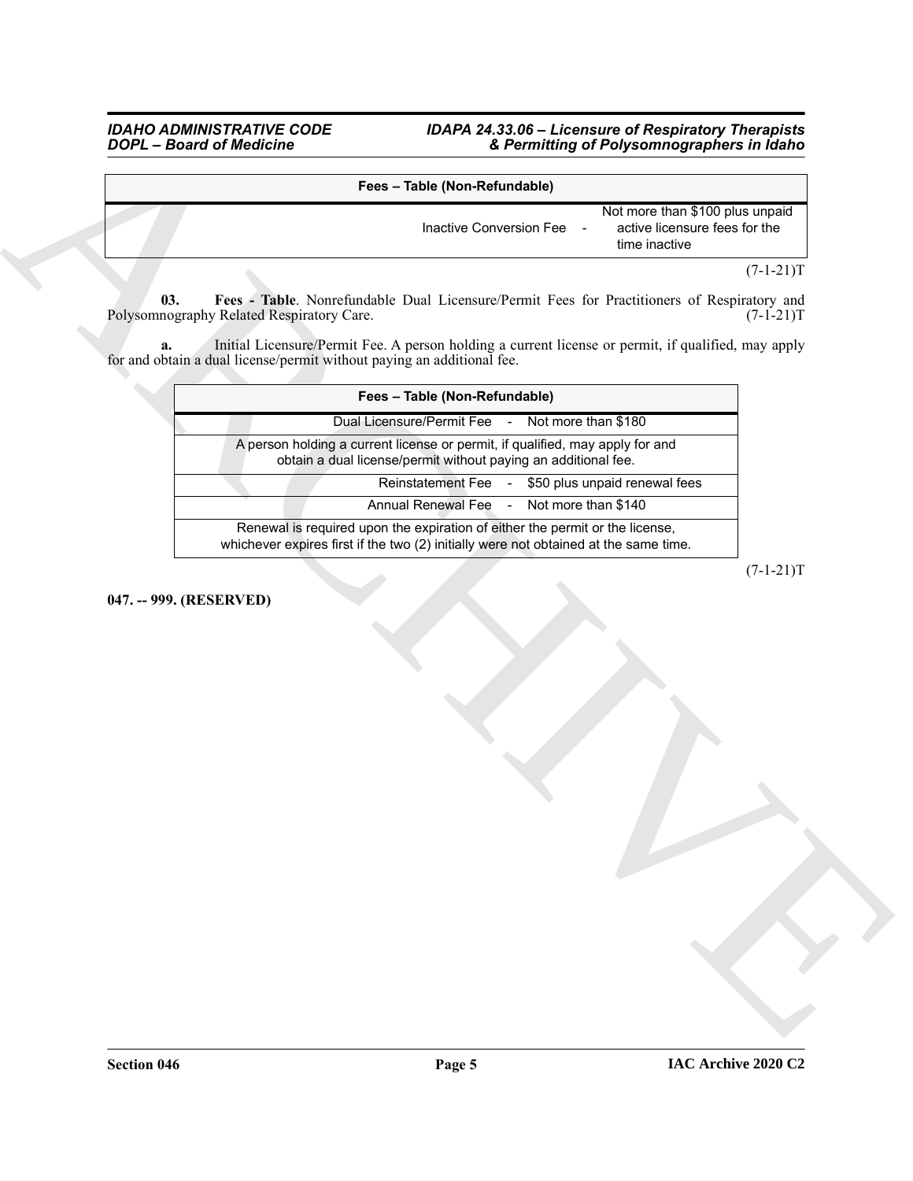| Fees – Table (Non-Refundable) | | |
|---|---|---|
| Inactive Conversion Fee | - | Not more than $100 plus unpaid active licensure fees for the time inactive |

(7-1-21)T

**03. Fees - Table**. Nonrefundable Dual Licensure/Permit Fees for Practitioners of Respiratory and Polysomnography Related Respiratory Care. (7-1-21)T

**a.** Initial Licensure/Permit Fee. A person holding a current license or permit, if qualified, may apply for and obtain a dual license/permit without paying an additional fee.

| Fees – Table (Non-Refundable) |
|---|
| Dual Licensure/Permit Fee - Not more than $180 |
| A person holding a current license or permit, if qualified, may apply for and obtain a dual license/permit without paying an additional fee. |
| Reinstatement Fee - $50 plus unpaid renewal fees |
| Annual Renewal Fee - Not more than $140 |
| Renewal is required upon the expiration of either the permit or the license, whichever expires first if the two (2) initially were not obtained at the same time. |

(7-1-21)T

**047. -- 999. (RESERVED)**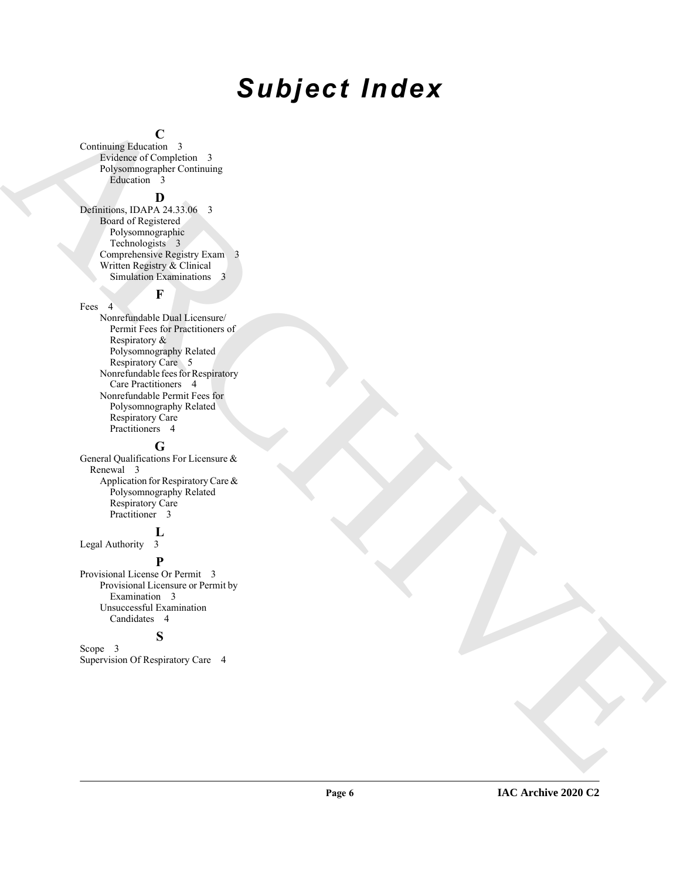# *Subject Index*

**C**

Continuing Education 3
- Evidence of Completion 3
- Polysomnographer Continuing Education 3

**D**

Definitions, IDAPA 24.33.06 3
- Board of Registered Polysomnographic Technologists 3
- Comprehensive Registry Exam 3
- Written Registry & Clinical Simulation Examinations 3

**F**

Fees 4
- Nonrefundable Dual Licensure/ Permit Fees for Practitioners of Respiratory & Polysomnography Related Respiratory Care 5
- Nonrefundable fees for Respiratory Care Practitioners 4
- Nonrefundable Permit Fees for Polysomnography Related Respiratory Care Practitioners 4

**G**

General Qualifications For Licensure & Renewal 3
- Application for Respiratory Care & Polysomnography Related Respiratory Care Practitioner 3

**L**

Legal Authority 3

**P**

Provisional License Or Permit 3
- Provisional Licensure or Permit by Examination 3
- Unsuccessful Examination Candidates 4

**S**

Scope 3

Supervision Of Respiratory Care 4